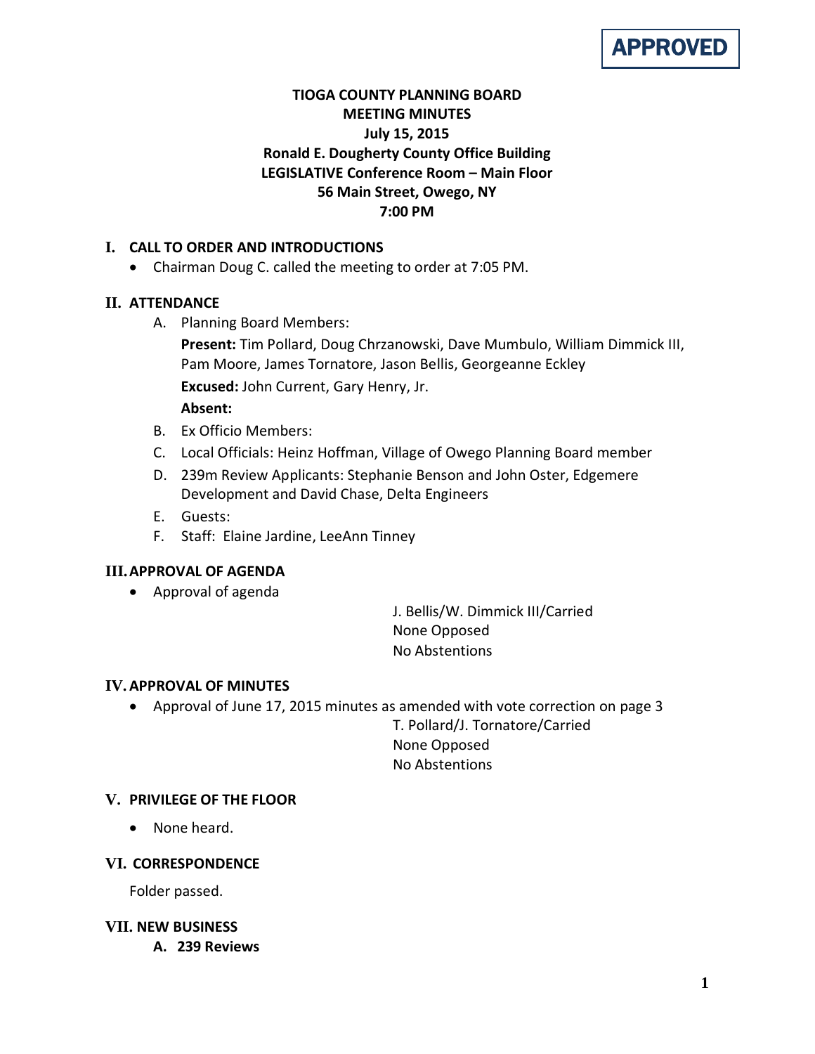**APPROVED**

# TIOGA COUNTY PLANNING BOARD
## MEETING MINUTES
**July 15, 2015**
**Ronald E. Dougherty County Office Building**
**LEGISLATIVE Conference Room – Main Floor**
**56 Main Street, Owego, NY**
**7:00 PM**

## I. CALL TO ORDER AND INTRODUCTIONS

- Chairman Doug C. called the meeting to order at 7:05 PM.

## II. ATTENDANCE

A. Planning Board Members:

**Present:** Tim Pollard, Doug Chrzanowski, Dave Mumbulo, William Dimmick III, Pam Moore, James Tornatore, Jason Bellis, Georgeanne Eckley

**Excused:** John Current, Gary Henry, Jr.

**Absent:**

B. Ex Officio Members:

C. Local Officials: Heinz Hoffman, Village of Owego Planning Board member

D. 239m Review Applicants: Stephanie Benson and John Oster, Edgemere Development and David Chase, Delta Engineers

E. Guests:

F. Staff: Elaine Jardine, LeeAnn Tinney

## III. APPROVAL OF AGENDA

- Approval of agenda

J. Bellis/W. Dimmick III/Carried
None Opposed
No Abstentions

## IV. APPROVAL OF MINUTES

- Approval of June 17, 2015 minutes as amended with vote correction on page 3

T. Pollard/J. Tornatore/Carried
None Opposed
No Abstentions

## V. PRIVILEGE OF THE FLOOR

- None heard.

## VI. CORRESPONDENCE

Folder passed.

## VII. NEW BUSINESS

### A. 239 Reviews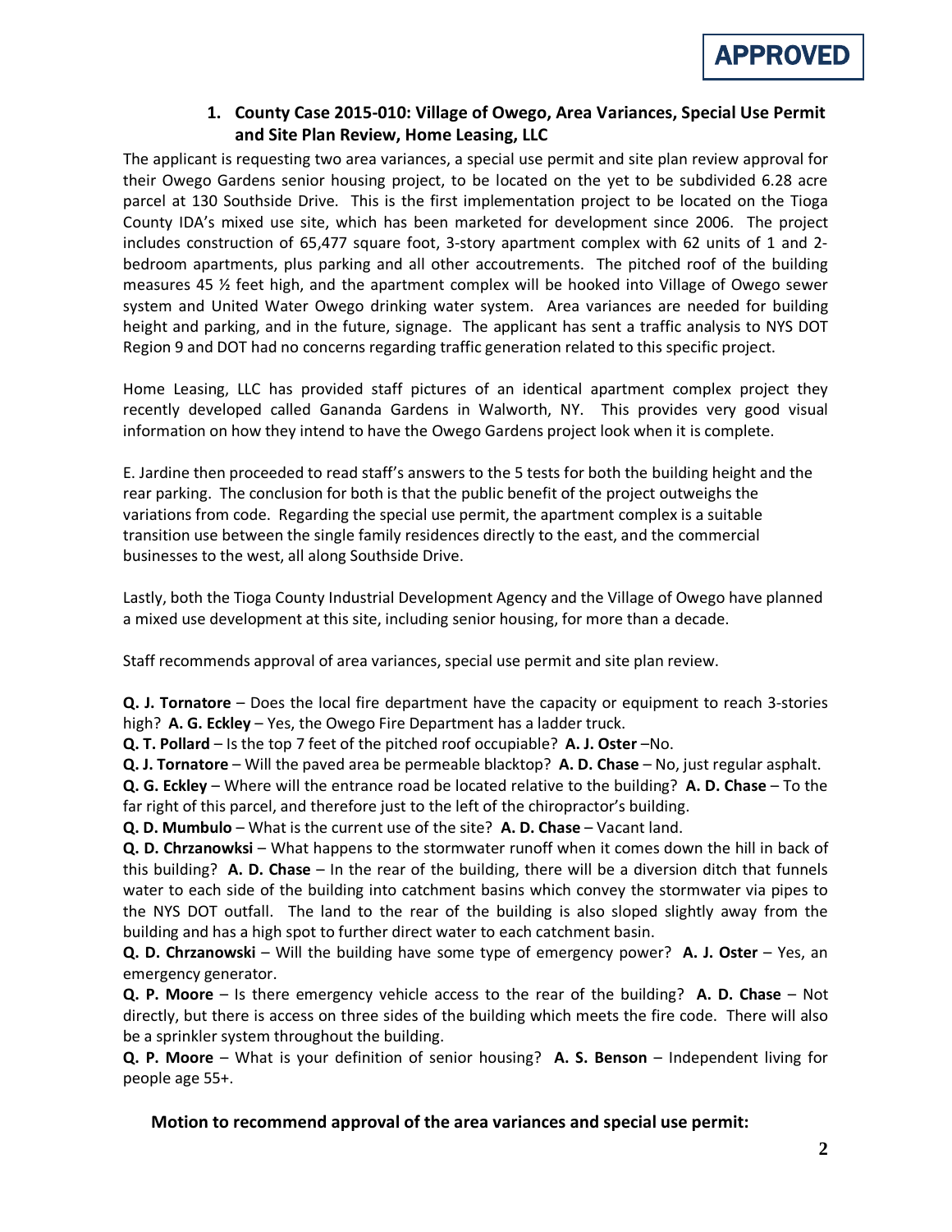APPROVED

### 1. County Case 2015-010: Village of Owego, Area Variances, Special Use Permit and Site Plan Review, Home Leasing, LLC

The applicant is requesting two area variances, a special use permit and site plan review approval for their Owego Gardens senior housing project, to be located on the yet to be subdivided 6.28 acre parcel at 130 Southside Drive. This is the first implementation project to be located on the Tioga County IDA's mixed use site, which has been marketed for development since 2006. The project includes construction of 65,477 square foot, 3-story apartment complex with 62 units of 1 and 2-bedroom apartments, plus parking and all other accoutrements. The pitched roof of the building measures 45 ½ feet high, and the apartment complex will be hooked into Village of Owego sewer system and United Water Owego drinking water system. Area variances are needed for building height and parking, and in the future, signage. The applicant has sent a traffic analysis to NYS DOT Region 9 and DOT had no concerns regarding traffic generation related to this specific project.

Home Leasing, LLC has provided staff pictures of an identical apartment complex project they recently developed called Gananda Gardens in Walworth, NY. This provides very good visual information on how they intend to have the Owego Gardens project look when it is complete.

E. Jardine then proceeded to read staff's answers to the 5 tests for both the building height and the rear parking. The conclusion for both is that the public benefit of the project outweighs the variations from code. Regarding the special use permit, the apartment complex is a suitable transition use between the single family residences directly to the east, and the commercial businesses to the west, all along Southside Drive.

Lastly, both the Tioga County Industrial Development Agency and the Village of Owego have planned a mixed use development at this site, including senior housing, for more than a decade.

Staff recommends approval of area variances, special use permit and site plan review.

**Q. J. Tornatore** – Does the local fire department have the capacity or equipment to reach 3-stories high? **A. G. Eckley** – Yes, the Owego Fire Department has a ladder truck.

**Q. T. Pollard** – Is the top 7 feet of the pitched roof occupiable? **A. J. Oster** –No.

**Q. J. Tornatore** – Will the paved area be permeable blacktop? **A. D. Chase** – No, just regular asphalt.

**Q. G. Eckley** – Where will the entrance road be located relative to the building? **A. D. Chase** – To the far right of this parcel, and therefore just to the left of the chiropractor's building.

**Q. D. Mumbulo** – What is the current use of the site? **A. D. Chase** – Vacant land.

**Q. D. Chrzanowksi** – What happens to the stormwater runoff when it comes down the hill in back of this building? **A. D. Chase** – In the rear of the building, there will be a diversion ditch that funnels water to each side of the building into catchment basins which convey the stormwater via pipes to the NYS DOT outfall. The land to the rear of the building is also sloped slightly away from the building and has a high spot to further direct water to each catchment basin.

**Q. D. Chrzanowski** – Will the building have some type of emergency power? **A. J. Oster** – Yes, an emergency generator.

**Q. P. Moore** – Is there emergency vehicle access to the rear of the building? **A. D. Chase** – Not directly, but there is access on three sides of the building which meets the fire code. There will also be a sprinkler system throughout the building.

**Q. P. Moore** – What is your definition of senior housing? **A. S. Benson** – Independent living for people age 55+.

**Motion to recommend approval of the area variances and special use permit:**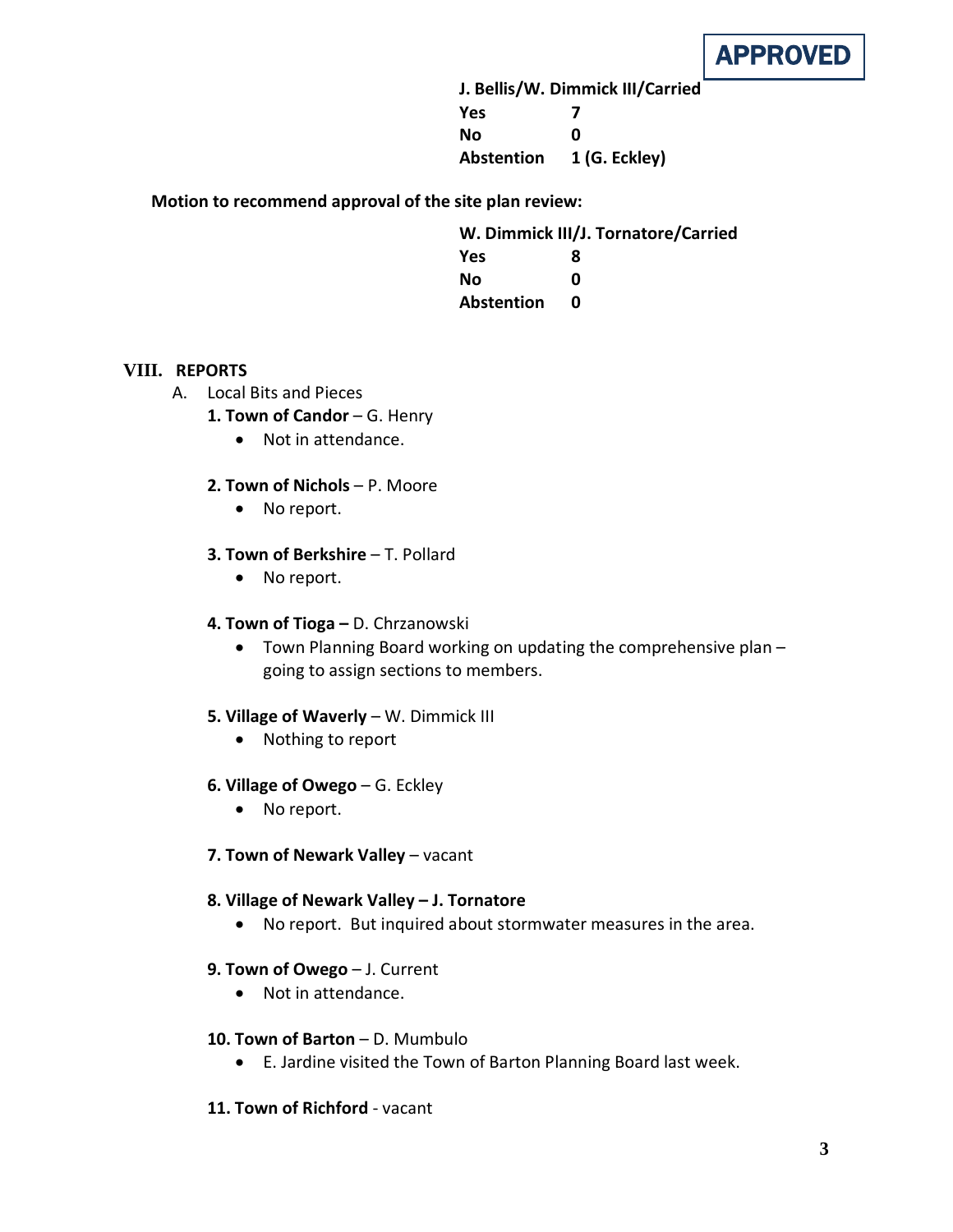**APPROVED**

**J. Bellis/W. Dimmick III/Carried**

| | |
|---|---|
| **Yes** | **7** |
| **No** | **0** |
| **Abstention** | **1 (G. Eckley)** |

**Motion to recommend approval of the site plan review:**

**W. Dimmick III/J. Tornatore/Carried**

| | |
|---|---|
| **Yes** | **8** |
| **No** | **0** |
| **Abstention** | **0** |

## VIII. REPORTS

A. Local Bits and Pieces

**1. Town of Candor** – G. Henry

- Not in attendance.

**2. Town of Nichols** – P. Moore

- No report.

**3. Town of Berkshire** – T. Pollard

- No report.

**4. Town of Tioga –** D. Chrzanowski

- Town Planning Board working on updating the comprehensive plan – going to assign sections to members.

**5. Village of Waverly** – W. Dimmick III

- Nothing to report

**6. Village of Owego** – G. Eckley

- No report.

**7. Town of Newark Valley** – vacant

**8. Village of Newark Valley – J. Tornatore**

- No report. But inquired about stormwater measures in the area.

**9. Town of Owego** – J. Current

- Not in attendance.

**10. Town of Barton** – D. Mumbulo

- E. Jardine visited the Town of Barton Planning Board last week.

**11. Town of Richford** - vacant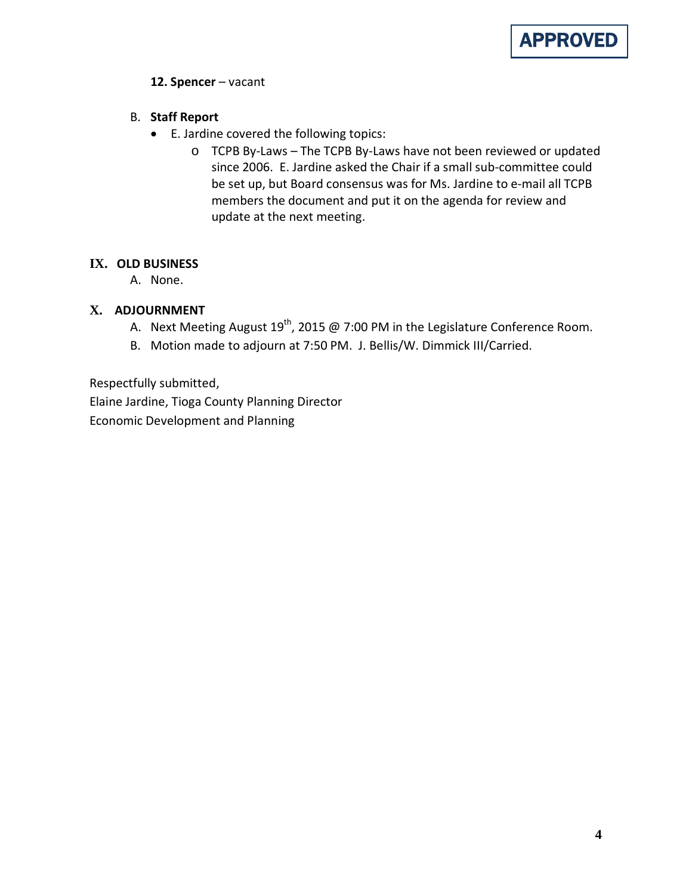**APPROVED**

**12. Spencer** – vacant

B. **Staff Report**

- E. Jardine covered the following topics:
    - TCPB By-Laws – The TCPB By-Laws have not been reviewed or updated since 2006. E. Jardine asked the Chair if a small sub-committee could be set up, but Board consensus was for Ms. Jardine to e-mail all TCPB members the document and put it on the agenda for review and update at the next meeting.

## IX. OLD BUSINESS

A. None.

## X. ADJOURNMENT

A. Next Meeting August 19th, 2015 @ 7:00 PM in the Legislature Conference Room.

B. Motion made to adjourn at 7:50 PM. J. Bellis/W. Dimmick III/Carried.

Respectfully submitted,
Elaine Jardine, Tioga County Planning Director
Economic Development and Planning